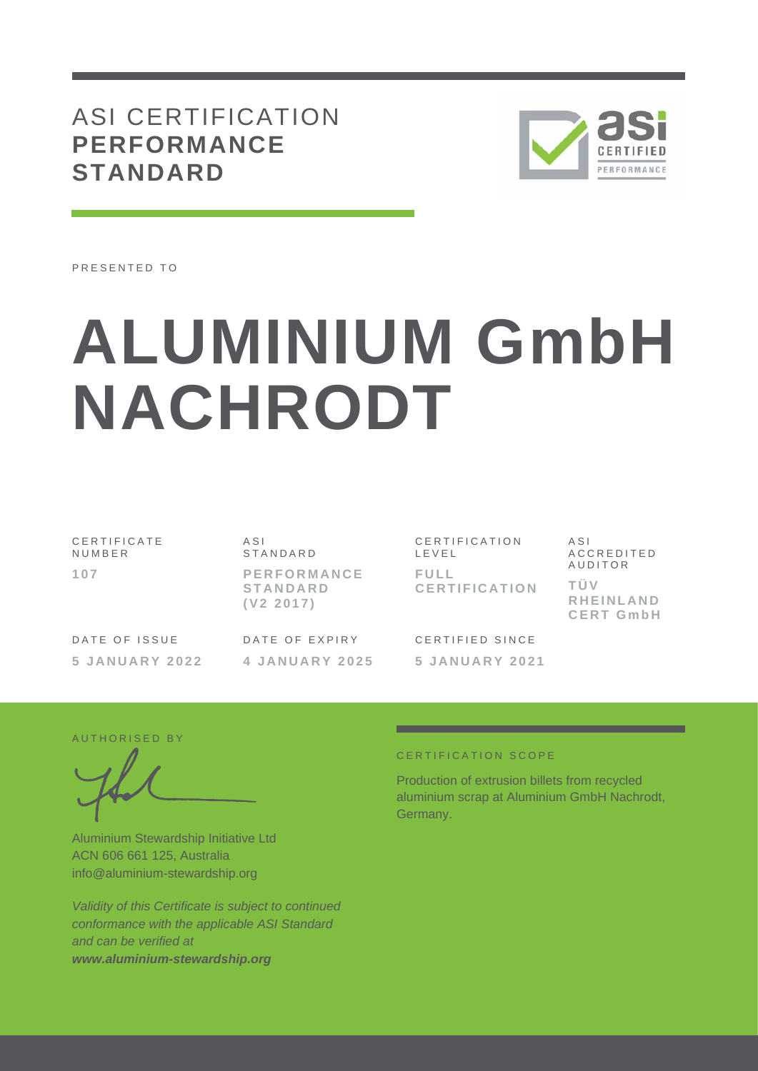# ASI CERTIFICATION **PERFORMANCE STANDARD**

PRESENTED TO

# ALUMINIUM GmbH NACHRODT

| CERTIFICATE NUMBER | ASI STANDARD | CERTIFICATION LEVEL | ASI ACCREDITED AUDITOR |
|---|---|---|---|
| **107** | **PERFORMANCE STANDARD (V2 2017)** | **FULL CERTIFICATION** | **TÜV RHEINLAND CERT GmbH** |

| DATE OF ISSUE | DATE OF EXPIRY | CERTIFIED SINCE |
|---|---|---|
| **5 JANUARY 2022** | **4 JANUARY 2025** | **5 JANUARY 2021** |

AUTHORISED BY

Aluminium Stewardship Initiative Ltd
ACN 606 661 125, Australia
info@aluminium-stewardship.org

*Validity of this Certificate is subject to continued conformance with the applicable ASI Standard and can be verified at* ***www.aluminium-stewardship.org***

CERTIFICATION SCOPE

Production of extrusion billets from recycled aluminium scrap at Aluminium GmbH Nachrodt, Germany.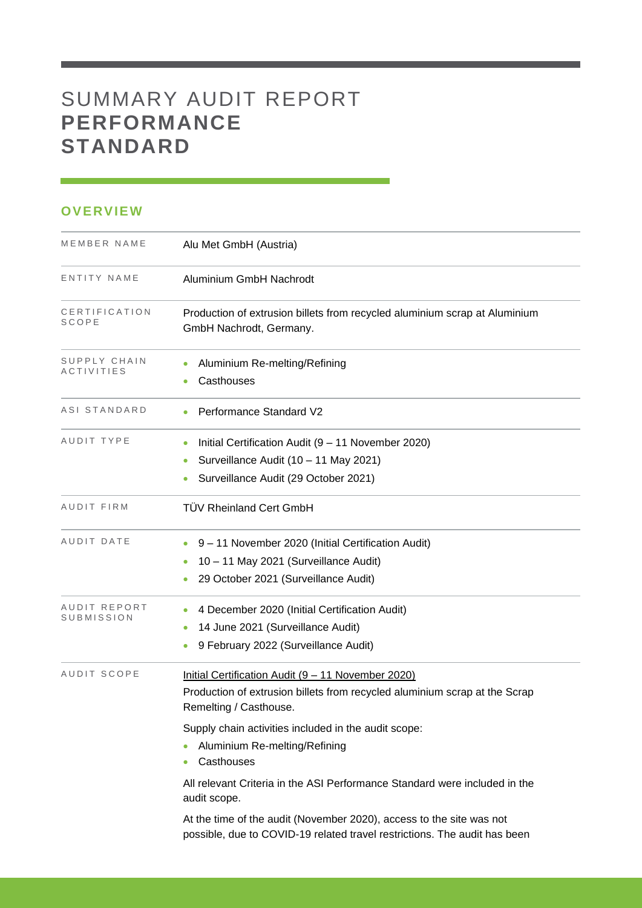# SUMMARY AUDIT REPORT **PERFORMANCE STANDARD**

## OVERVIEW

| | |
|---|---|
| MEMBER NAME | Alu Met GmbH (Austria) |
| ENTITY NAME | Aluminium GmbH Nachrodt |
| CERTIFICATION SCOPE | Production of extrusion billets from recycled aluminium scrap at Aluminium GmbH Nachrodt, Germany. |
| SUPPLY CHAIN ACTIVITIES | • Aluminium Re-melting/Refining<br>• Casthouses |
| ASI STANDARD | • Performance Standard V2 |
| AUDIT TYPE | • Initial Certification Audit (9 – 11 November 2020)<br>• Surveillance Audit (10 – 11 May 2021)<br>• Surveillance Audit (29 October 2021) |
| AUDIT FIRM | TÜV Rheinland Cert GmbH |
| AUDIT DATE | • 9 – 11 November 2020 (Initial Certification Audit)<br>• 10 – 11 May 2021 (Surveillance Audit)<br>• 29 October 2021 (Surveillance Audit) |
| AUDIT REPORT SUBMISSION | • 4 December 2020 (Initial Certification Audit)<br>• 14 June 2021 (Surveillance Audit)<br>• 9 February 2022 (Surveillance Audit) |
| AUDIT SCOPE | Initial Certification Audit (9 – 11 November 2020)<br>Production of extrusion billets from recycled aluminium scrap at the Scrap Remelting / Casthouse.<br>Supply chain activities included in the audit scope:<br>• Aluminium Re-melting/Refining<br>• Casthouses<br>All relevant Criteria in the ASI Performance Standard were included in the audit scope.<br>At the time of the audit (November 2020), access to the site was not possible, due to COVID-19 related travel restrictions. The audit has been |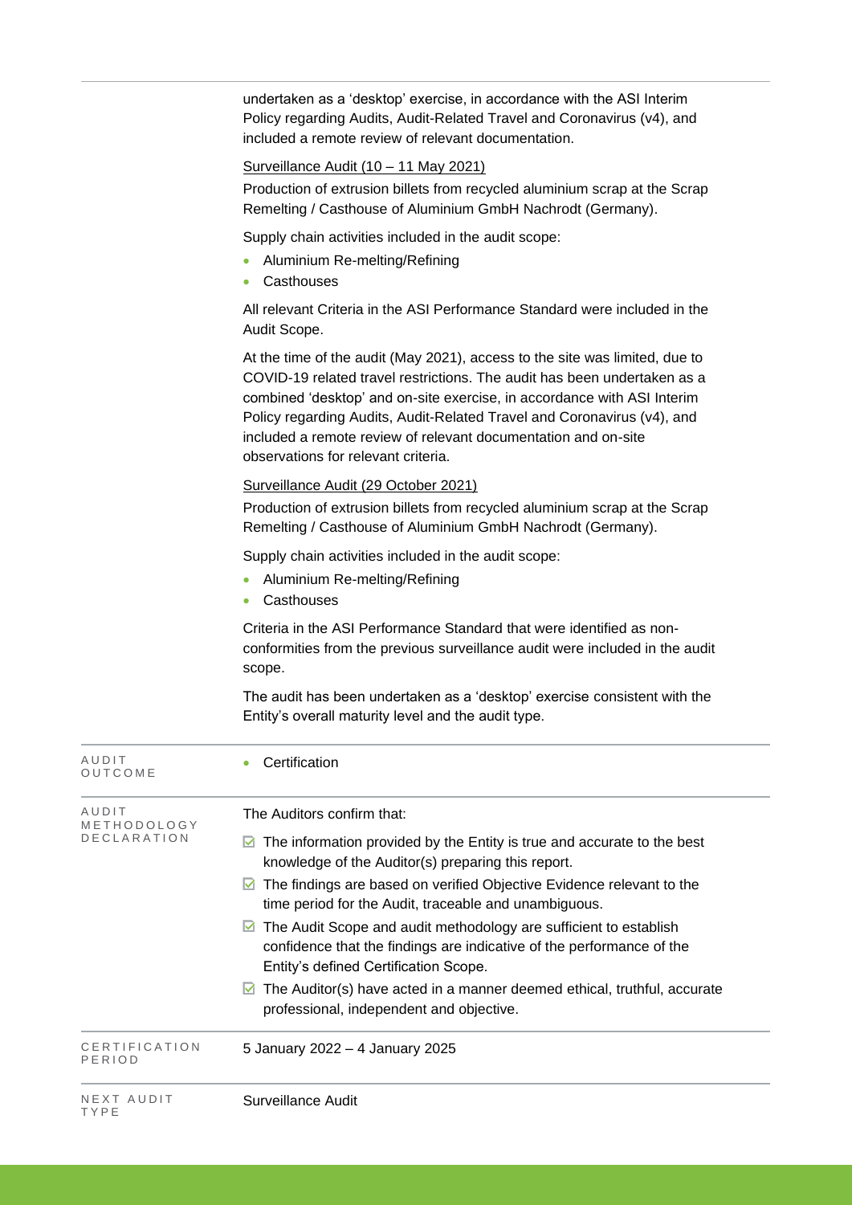| | |
|---|---|
| | undertaken as a 'desktop' exercise, in accordance with the ASI Interim Policy regarding Audits, Audit-Related Travel and Coronavirus (v4), and included a remote review of relevant documentation.<br><br>Surveillance Audit (10 – 11 May 2021)<br><br>Production of extrusion billets from recycled aluminium scrap at the Scrap Remelting / Casthouse of Aluminium GmbH Nachrodt (Germany).<br><br>Supply chain activities included in the audit scope:<br>• Aluminium Re-melting/Refining<br>• Casthouses<br><br>All relevant Criteria in the ASI Performance Standard were included in the Audit Scope.<br><br>At the time of the audit (May 2021), access to the site was limited, due to COVID-19 related travel restrictions. The audit has been undertaken as a combined 'desktop' and on-site exercise, in accordance with ASI Interim Policy regarding Audits, Audit-Related Travel and Coronavirus (v4), and included a remote review of relevant documentation and on-site observations for relevant criteria.<br><br>Surveillance Audit (29 October 2021)<br><br>Production of extrusion billets from recycled aluminium scrap at the Scrap Remelting / Casthouse of Aluminium GmbH Nachrodt (Germany).<br><br>Supply chain activities included in the audit scope:<br>• Aluminium Re-melting/Refining<br>• Casthouses<br><br>Criteria in the ASI Performance Standard that were identified as non-conformities from the previous surveillance audit were included in the audit scope.<br><br>The audit has been undertaken as a 'desktop' exercise consistent with the Entity's overall maturity level and the audit type. |
| AUDIT OUTCOME | • Certification |
| AUDIT METHODOLOGY DECLARATION | The Auditors confirm that:<br>☑ The information provided by the Entity is true and accurate to the best knowledge of the Auditor(s) preparing this report.<br>☑ The findings are based on verified Objective Evidence relevant to the time period for the Audit, traceable and unambiguous.<br>☑ The Audit Scope and audit methodology are sufficient to establish confidence that the findings are indicative of the performance of the Entity's defined Certification Scope.<br>☑ The Auditor(s) have acted in a manner deemed ethical, truthful, accurate professional, independent and objective. |
| CERTIFICATION PERIOD | 5 January 2022 – 4 January 2025 |
| NEXT AUDIT TYPE | Surveillance Audit |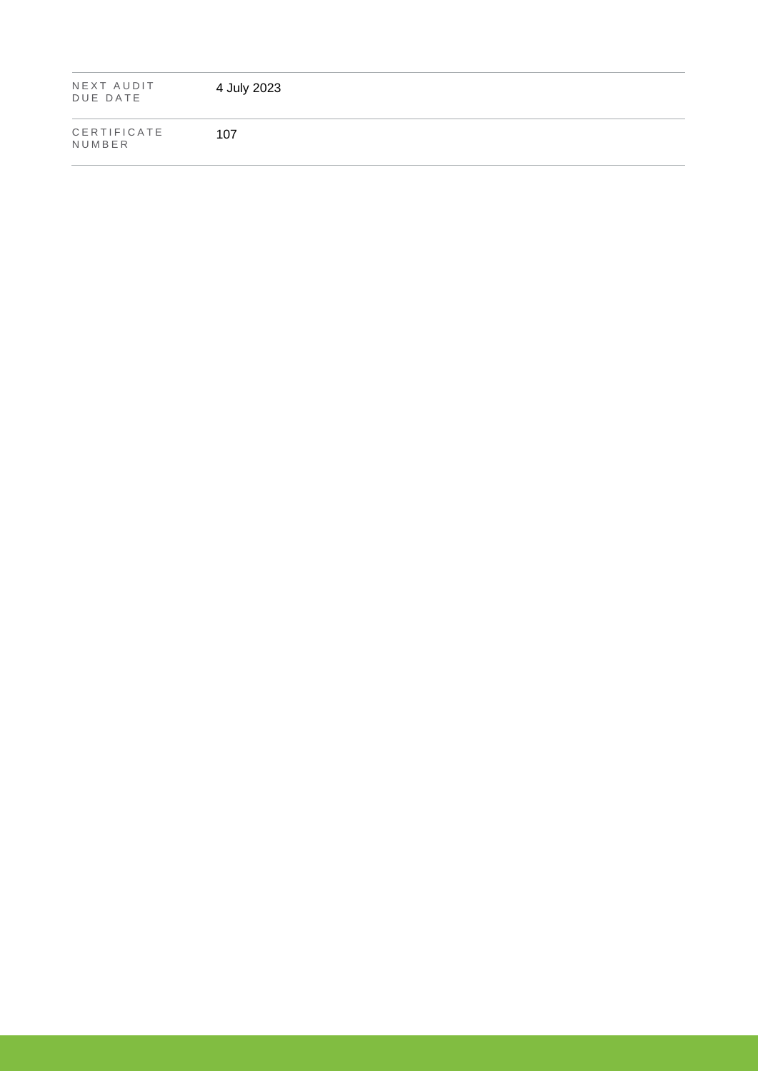| | |
|---|---|
| NEXT AUDIT DUE DATE | 4 July 2023 |
| CERTIFICATE NUMBER | 107 |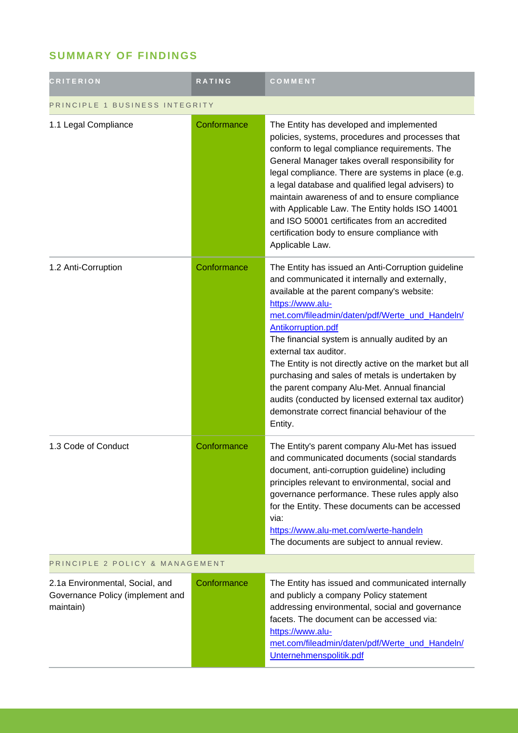## SUMMARY OF FINDINGS

| CRITERION | RATING | COMMENT |
|---|---|---|
| PRINCIPLE 1 BUSINESS INTEGRITY | | |
| 1.1 Legal Compliance | Conformance | The Entity has developed and implemented policies, systems, procedures and processes that conform to legal compliance requirements. The General Manager takes overall responsibility for legal compliance. There are systems in place (e.g. a legal database and qualified legal advisers) to maintain awareness of and to ensure compliance with Applicable Law. The Entity holds ISO 14001 and ISO 50001 certificates from an accredited certification body to ensure compliance with Applicable Law. |
| 1.2 Anti-Corruption | Conformance | The Entity has issued an Anti-Corruption guideline and communicated it internally and externally, available at the parent company's website: https://www.alu-met.com/fileadmin/daten/pdf/Werte_und_Handeln/Antikorruption.pdf<br>The financial system is annually audited by an external tax auditor.<br>The Entity is not directly active on the market but all purchasing and sales of metals is undertaken by the parent company Alu-Met. Annual financial audits (conducted by licensed external tax auditor) demonstrate correct financial behaviour of the Entity. |
| 1.3 Code of Conduct | Conformance | The Entity's parent company Alu-Met has issued and communicated documents (social standards document, anti-corruption guideline) including principles relevant to environmental, social and governance performance. These rules apply also for the Entity. These documents can be accessed via:<br>https://www.alu-met.com/werte-handeln<br>The documents are subject to annual review. |
| PRINCIPLE 2 POLICY & MANAGEMENT | | |
| 2.1a Environmental, Social, and Governance Policy (implement and maintain) | Conformance | The Entity has issued and communicated internally and publicly a company Policy statement addressing environmental, social and governance facets. The document can be accessed via: https://www.alu-met.com/fileadmin/daten/pdf/Werte_und_Handeln/Unternehmenspolitik.pdf |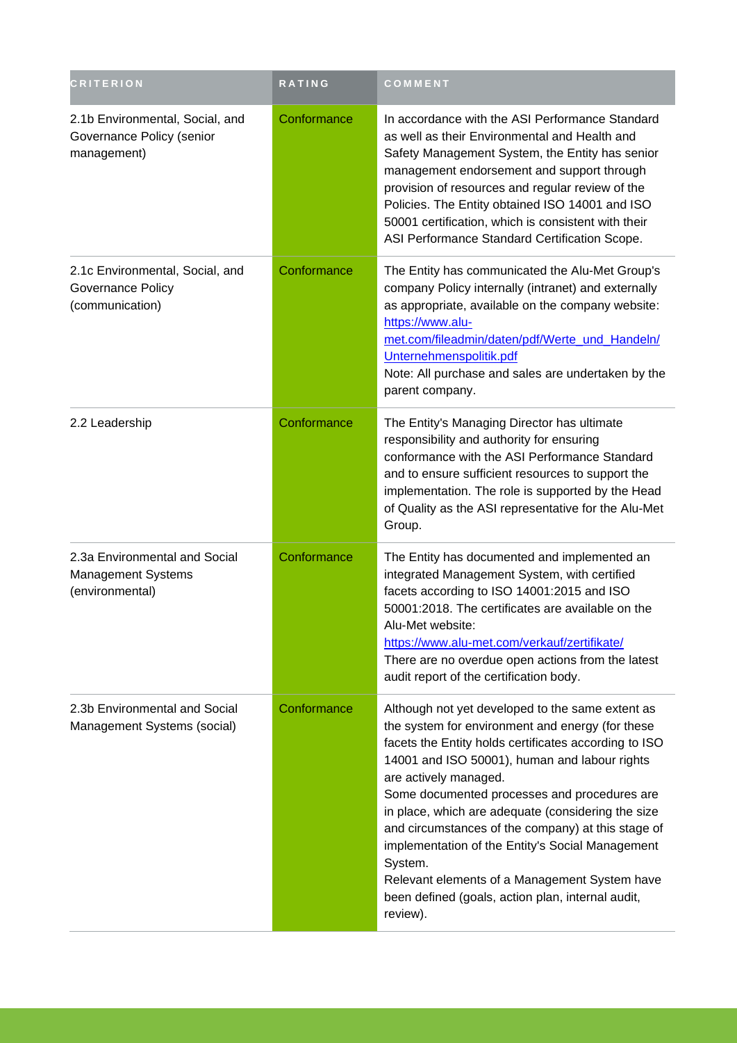| CRITERION | RATING | COMMENT |
|---|---|---|
| 2.1b Environmental, Social, and Governance Policy (senior management) | Conformance | In accordance with the ASI Performance Standard as well as their Environmental and Health and Safety Management System, the Entity has senior management endorsement and support through provision of resources and regular review of the Policies. The Entity obtained ISO 14001 and ISO 50001 certification, which is consistent with their ASI Performance Standard Certification Scope. |
| 2.1c Environmental, Social, and Governance Policy (communication) | Conformance | The Entity has communicated the Alu-Met Group's company Policy internally (intranet) and externally as appropriate, available on the company website: [https://www.alu-met.com/fileadmin/daten/pdf/Werte_und_Handeln/Unternehmenspolitik.pdf](https://www.alu-met.com/fileadmin/daten/pdf/Werte_und_Handeln/Unternehmenspolitik.pdf) Note: All purchase and sales are undertaken by the parent company. |
| 2.2 Leadership | Conformance | The Entity's Managing Director has ultimate responsibility and authority for ensuring conformance with the ASI Performance Standard and to ensure sufficient resources to support the implementation. The role is supported by the Head of Quality as the ASI representative for the Alu-Met Group. |
| 2.3a Environmental and Social Management Systems (environmental) | Conformance | The Entity has documented and implemented an integrated Management System, with certified facets according to ISO 14001:2015 and ISO 50001:2018. The certificates are available on the Alu-Met website: [https://www.alu-met.com/verkauf/zertifikate/](https://www.alu-met.com/verkauf/zertifikate/) There are no overdue open actions from the latest audit report of the certification body. |
| 2.3b Environmental and Social Management Systems (social) | Conformance | Although not yet developed to the same extent as the system for environment and energy (for these facets the Entity holds certificates according to ISO 14001 and ISO 50001), human and labour rights are actively managed. Some documented processes and procedures are in place, which are adequate (considering the size and circumstances of the company) at this stage of implementation of the Entity's Social Management System. Relevant elements of a Management System have been defined (goals, action plan, internal audit, review). |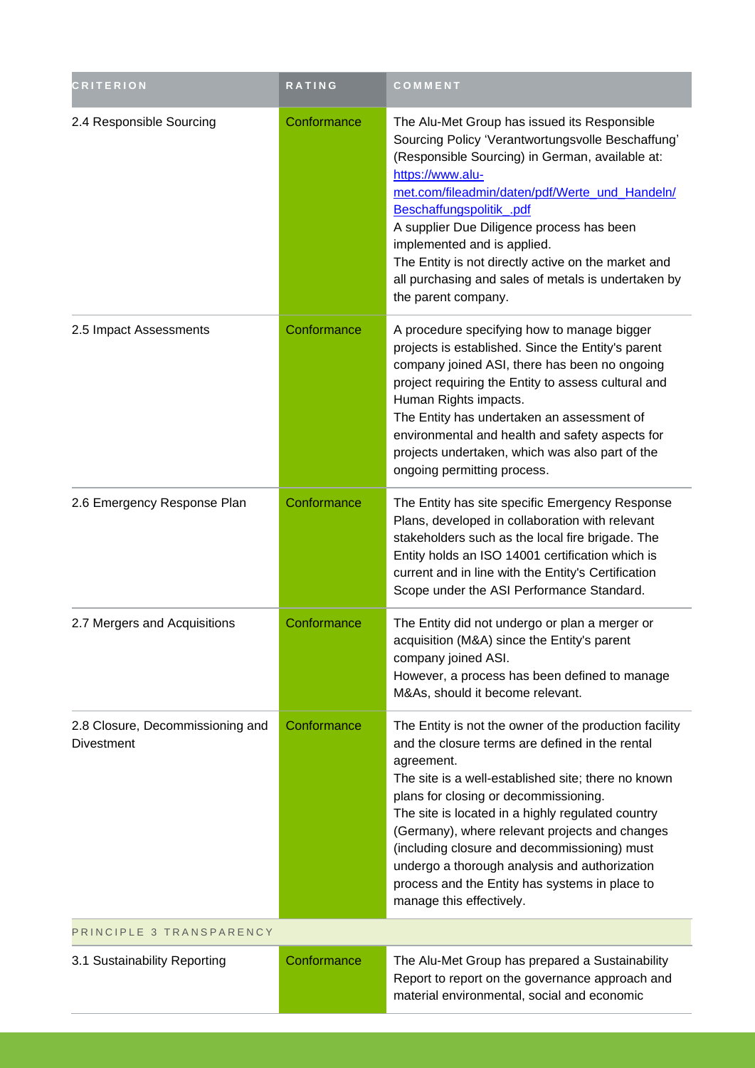| CRITERION | RATING | COMMENT |
|---|---|---|
| 2.4 Responsible Sourcing | Conformance | The Alu-Met Group has issued its Responsible Sourcing Policy 'Verantwortungsvolle Beschaffung' (Responsible Sourcing) in German, available at: https://www.alu-met.com/fileadmin/daten/pdf/Werte_und_Handeln/Beschaffungspolitik_.pdf<br>A supplier Due Diligence process has been implemented and is applied.<br>The Entity is not directly active on the market and all purchasing and sales of metals is undertaken by the parent company. |
| 2.5 Impact Assessments | Conformance | A procedure specifying how to manage bigger projects is established. Since the Entity's parent company joined ASI, there has been no ongoing project requiring the Entity to assess cultural and Human Rights impacts.<br>The Entity has undertaken an assessment of environmental and health and safety aspects for projects undertaken, which was also part of the ongoing permitting process. |
| 2.6 Emergency Response Plan | Conformance | The Entity has site specific Emergency Response Plans, developed in collaboration with relevant stakeholders such as the local fire brigade. The Entity holds an ISO 14001 certification which is current and in line with the Entity's Certification Scope under the ASI Performance Standard. |
| 2.7 Mergers and Acquisitions | Conformance | The Entity did not undergo or plan a merger or acquisition (M&A) since the Entity's parent company joined ASI.<br>However, a process has been defined to manage M&As, should it become relevant. |
| 2.8 Closure, Decommissioning and Divestment | Conformance | The Entity is not the owner of the production facility and the closure terms are defined in the rental agreement.<br>The site is a well-established site; there no known plans for closing or decommissioning.<br>The site is located in a highly regulated country (Germany), where relevant projects and changes (including closure and decommissioning) must undergo a thorough analysis and authorization process and the Entity has systems in place to manage this effectively. |
| PRINCIPLE 3 TRANSPARENCY | | |
| 3.1 Sustainability Reporting | Conformance | The Alu-Met Group has prepared a Sustainability Report to report on the governance approach and material environmental, social and economic |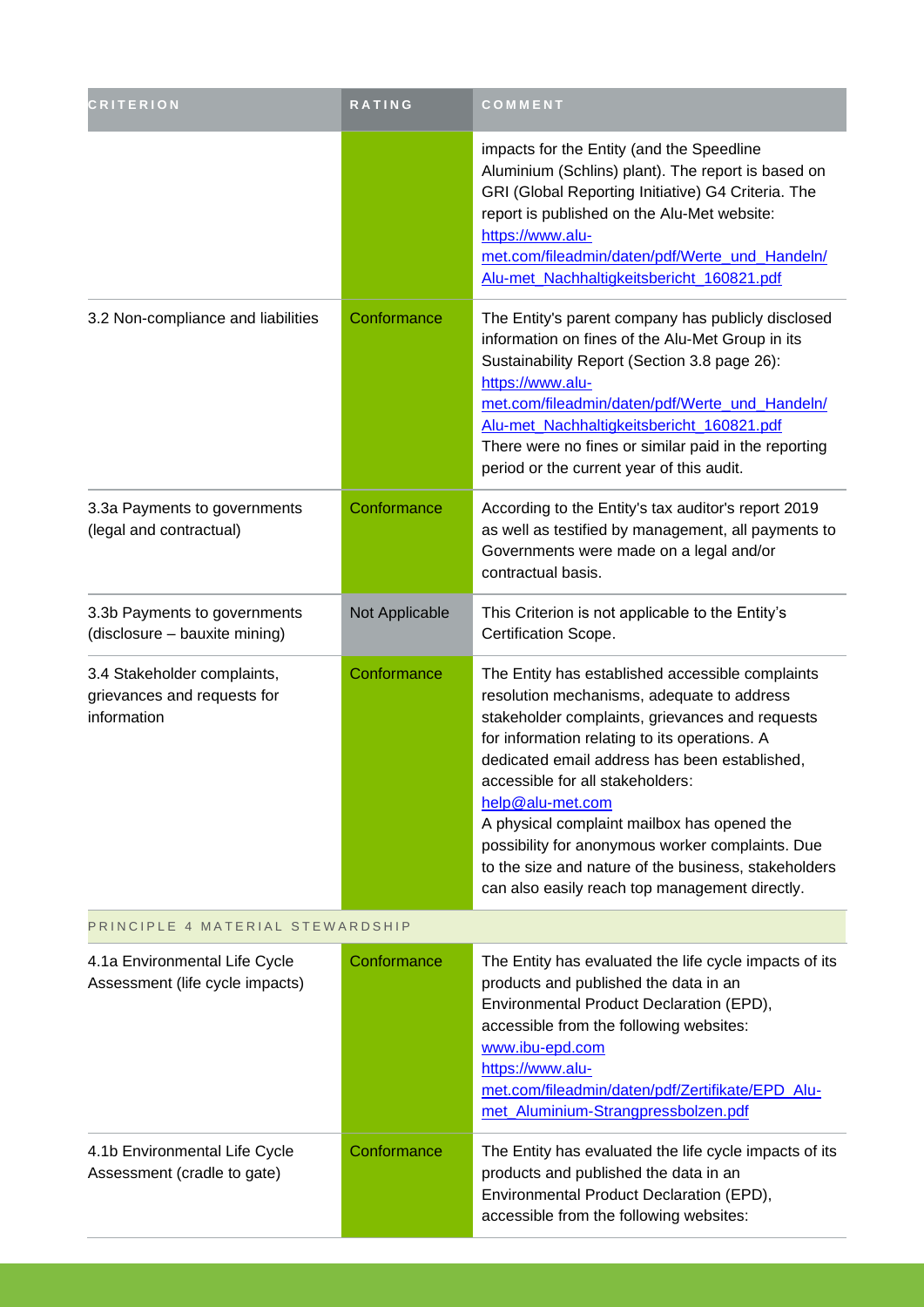| CRITERION | RATING | COMMENT |
| --- | --- | --- |
| | | impacts for the Entity (and the Speedline Aluminium (Schlins) plant). The report is based on GRI (Global Reporting Initiative) G4 Criteria. The report is published on the Alu-Met website: https://www.alu-met.com/fileadmin/daten/pdf/Werte_und_Handeln/Alu-met_Nachhaltigkeitsbericht_160821.pdf |
| 3.2 Non-compliance and liabilities | Conformance | The Entity's parent company has publicly disclosed information on fines of the Alu-Met Group in its Sustainability Report (Section 3.8 page 26): https://www.alu-met.com/fileadmin/daten/pdf/Werte_und_Handeln/Alu-met_Nachhaltigkeitsbericht_160821.pdf There were no fines or similar paid in the reporting period or the current year of this audit. |
| 3.3a Payments to governments (legal and contractual) | Conformance | According to the Entity's tax auditor's report 2019 as well as testified by management, all payments to Governments were made on a legal and/or contractual basis. |
| 3.3b Payments to governments (disclosure – bauxite mining) | Not Applicable | This Criterion is not applicable to the Entity's Certification Scope. |
| 3.4 Stakeholder complaints, grievances and requests for information | Conformance | The Entity has established accessible complaints resolution mechanisms, adequate to address stakeholder complaints, grievances and requests for information relating to its operations. A dedicated email address has been established, accessible for all stakeholders: help@alu-met.com A physical complaint mailbox has opened the possibility for anonymous worker complaints. Due to the size and nature of the business, stakeholders can also easily reach top management directly. |
| PRINCIPLE 4 MATERIAL STEWARDSHIP | | |
| 4.1a Environmental Life Cycle Assessment (life cycle impacts) | Conformance | The Entity has evaluated the life cycle impacts of its products and published the data in an Environmental Product Declaration (EPD), accessible from the following websites: www.ibu-epd.com https://www.alu-met.com/fileadmin/daten/pdf/Zertifikate/EPD_Alu-met_Aluminium-Strangpressbolzen.pdf |
| 4.1b Environmental Life Cycle Assessment (cradle to gate) | Conformance | The Entity has evaluated the life cycle impacts of its products and published the data in an Environmental Product Declaration (EPD), accessible from the following websites: |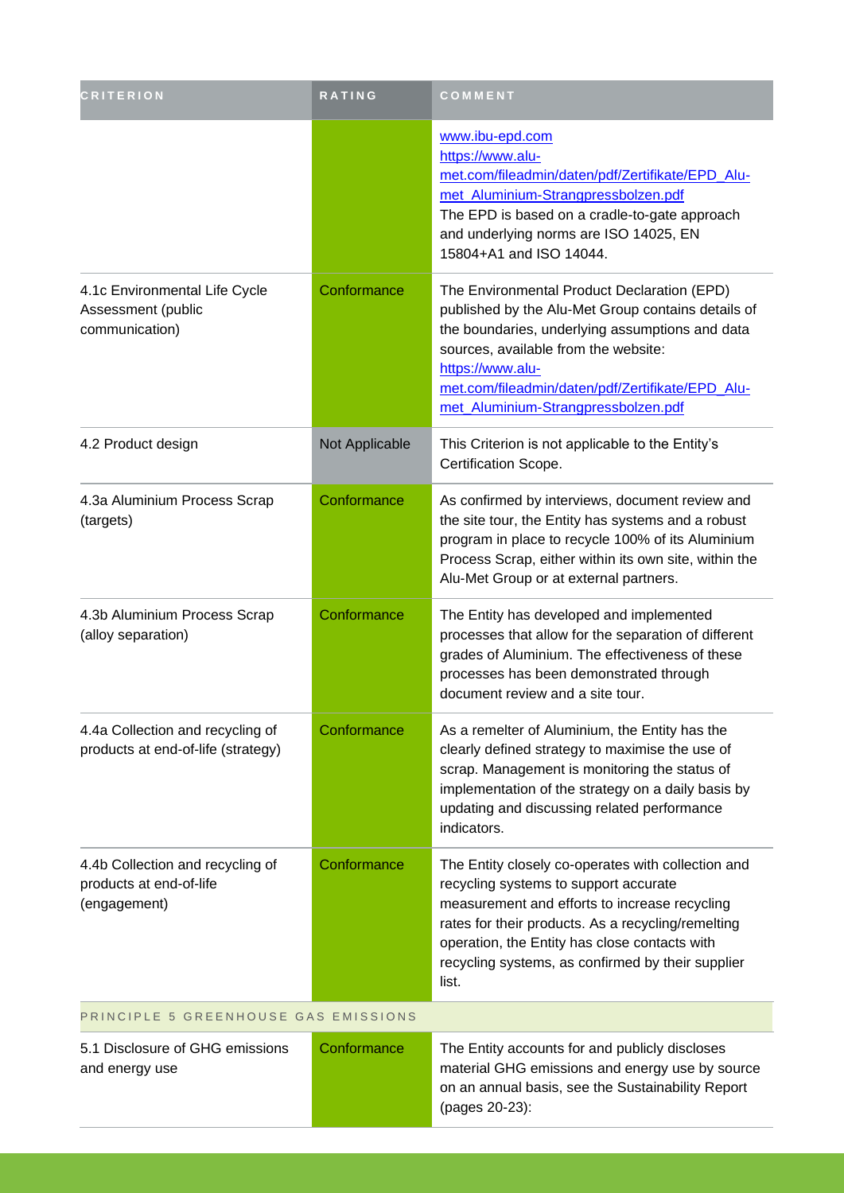| CRITERION | RATING | COMMENT |
|---|---|---|
| | | www.ibu-epd.com<br>https://www.alu-met.com/fileadmin/daten/pdf/Zertifikate/EPD_Alu-met_Aluminium-Strangpressbolzen.pdf<br>The EPD is based on a cradle-to-gate approach and underlying norms are ISO 14025, EN 15804+A1 and ISO 14044. |
| 4.1c Environmental Life Cycle Assessment (public communication) | Conformance | The Environmental Product Declaration (EPD) published by the Alu-Met Group contains details of the boundaries, underlying assumptions and data sources, available from the website:<br>https://www.alu-met.com/fileadmin/daten/pdf/Zertifikate/EPD_Alu-met_Aluminium-Strangpressbolzen.pdf |
| 4.2 Product design | Not Applicable | This Criterion is not applicable to the Entity's Certification Scope. |
| 4.3a Aluminium Process Scrap (targets) | Conformance | As confirmed by interviews, document review and the site tour, the Entity has systems and a robust program in place to recycle 100% of its Aluminium Process Scrap, either within its own site, within the Alu-Met Group or at external partners. |
| 4.3b Aluminium Process Scrap (alloy separation) | Conformance | The Entity has developed and implemented processes that allow for the separation of different grades of Aluminium. The effectiveness of these processes has been demonstrated through document review and a site tour. |
| 4.4a Collection and recycling of products at end-of-life (strategy) | Conformance | As a remelter of Aluminium, the Entity has the clearly defined strategy to maximise the use of scrap. Management is monitoring the status of implementation of the strategy on a daily basis by updating and discussing related performance indicators. |
| 4.4b Collection and recycling of products at end-of-life (engagement) | Conformance | The Entity closely co-operates with collection and recycling systems to support accurate measurement and efforts to increase recycling rates for their products. As a recycling/remelting operation, the Entity has close contacts with recycling systems, as confirmed by their supplier list. |
| PRINCIPLE 5 GREENHOUSE GAS EMISSIONS | | |
| 5.1 Disclosure of GHG emissions and energy use | Conformance | The Entity accounts for and publicly discloses material GHG emissions and energy use by source on an annual basis, see the Sustainability Report (pages 20-23): |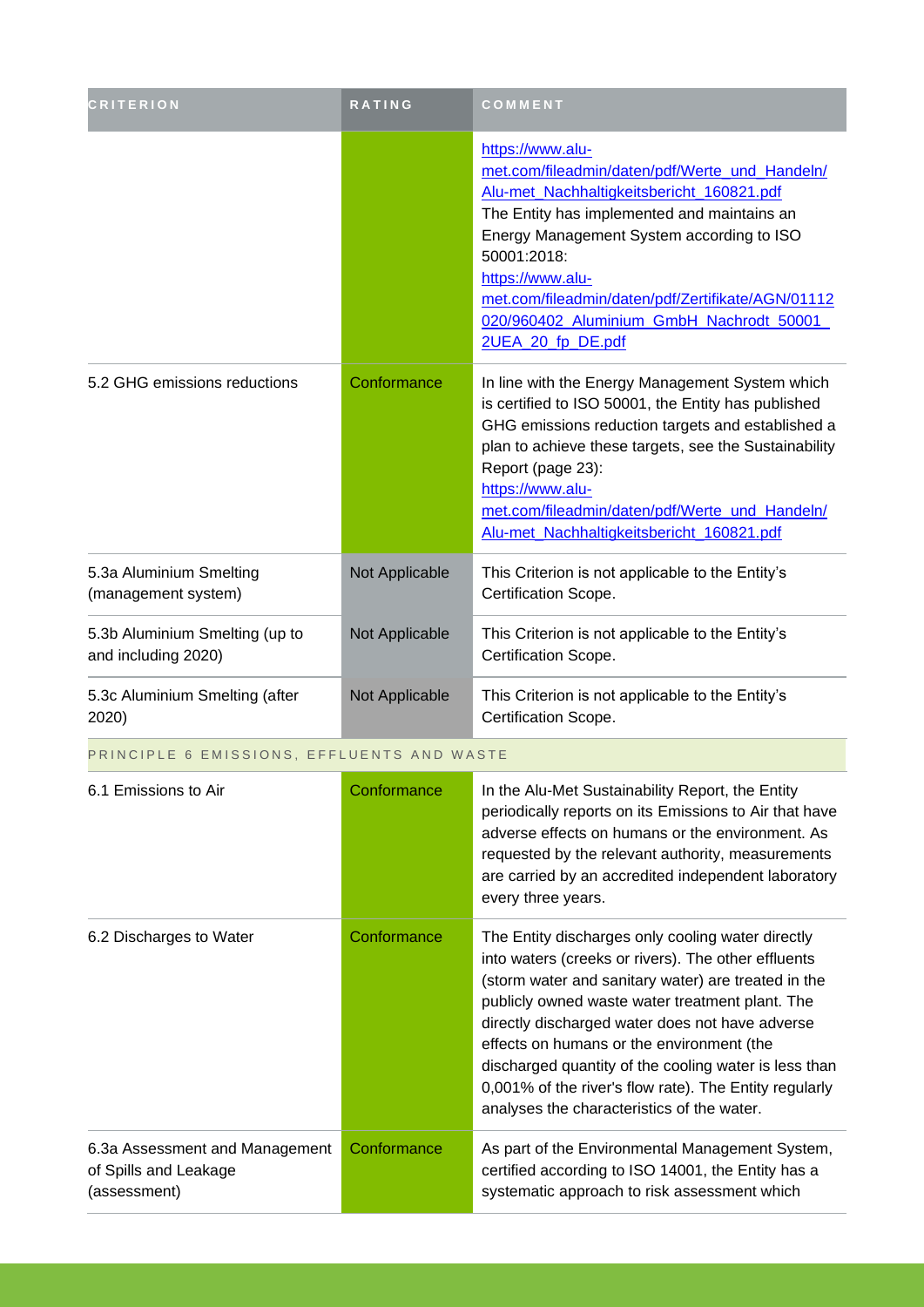| CRITERION | RATING | COMMENT |
|---|---|---|
| | | https://www.alu-met.com/fileadmin/daten/pdf/Werte_und_Handeln/Alu-met_Nachhaltigkeitsbericht_160821.pdf The Entity has implemented and maintains an Energy Management System according to ISO 50001:2018: https://www.alu-met.com/fileadmin/daten/pdf/Zertifikate/AGN/01112020/960402_Aluminium_GmbH_Nachrodt_50001_2UEA_20_fp_DE.pdf |
| 5.2 GHG emissions reductions | Conformance | In line with the Energy Management System which is certified to ISO 50001, the Entity has published GHG emissions reduction targets and established a plan to achieve these targets, see the Sustainability Report (page 23): https://www.alu-met.com/fileadmin/daten/pdf/Werte_und_Handeln/Alu-met_Nachhaltigkeitsbericht_160821.pdf |
| 5.3a Aluminium Smelting (management system) | Not Applicable | This Criterion is not applicable to the Entity's Certification Scope. |
| 5.3b Aluminium Smelting (up to and including 2020) | Not Applicable | This Criterion is not applicable to the Entity's Certification Scope. |
| 5.3c Aluminium Smelting (after 2020) | Not Applicable | This Criterion is not applicable to the Entity's Certification Scope. |
| PRINCIPLE 6 EMISSIONS, EFFLUENTS AND WASTE | | |
| 6.1 Emissions to Air | Conformance | In the Alu-Met Sustainability Report, the Entity periodically reports on its Emissions to Air that have adverse effects on humans or the environment. As requested by the relevant authority, measurements are carried by an accredited independent laboratory every three years. |
| 6.2 Discharges to Water | Conformance | The Entity discharges only cooling water directly into waters (creeks or rivers). The other effluents (storm water and sanitary water) are treated in the publicly owned waste water treatment plant. The directly discharged water does not have adverse effects on humans or the environment (the discharged quantity of the cooling water is less than 0,001% of the river's flow rate). The Entity regularly analyses the characteristics of the water. |
| 6.3a Assessment and Management of Spills and Leakage (assessment) | Conformance | As part of the Environmental Management System, certified according to ISO 14001, the Entity has a systematic approach to risk assessment which |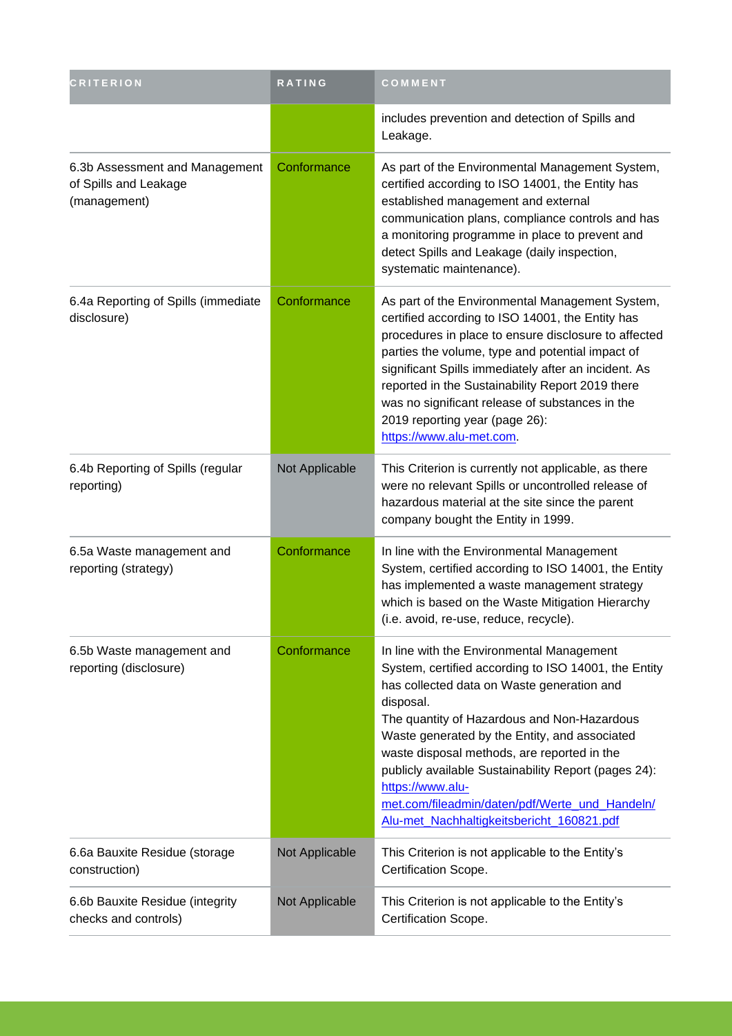| CRITERION | RATING | COMMENT |
|---|---|---|
| | | includes prevention and detection of Spills and Leakage. |
| 6.3b Assessment and Management of Spills and Leakage (management) | Conformance | As part of the Environmental Management System, certified according to ISO 14001, the Entity has established management and external communication plans, compliance controls and has a monitoring programme in place to prevent and detect Spills and Leakage (daily inspection, systematic maintenance). |
| 6.4a Reporting of Spills (immediate disclosure) | Conformance | As part of the Environmental Management System, certified according to ISO 14001, the Entity has procedures in place to ensure disclosure to affected parties the volume, type and potential impact of significant Spills immediately after an incident. As reported in the Sustainability Report 2019 there was no significant release of substances in the 2019 reporting year (page 26): https://www.alu-met.com. |
| 6.4b Reporting of Spills (regular reporting) | Not Applicable | This Criterion is currently not applicable, as there were no relevant Spills or uncontrolled release of hazardous material at the site since the parent company bought the Entity in 1999. |
| 6.5a Waste management and reporting (strategy) | Conformance | In line with the Environmental Management System, certified according to ISO 14001, the Entity has implemented a waste management strategy which is based on the Waste Mitigation Hierarchy (i.e. avoid, re-use, reduce, recycle). |
| 6.5b Waste management and reporting (disclosure) | Conformance | In line with the Environmental Management System, certified according to ISO 14001, the Entity has collected data on Waste generation and disposal.<br>The quantity of Hazardous and Non-Hazardous Waste generated by the Entity, and associated waste disposal methods, are reported in the publicly available Sustainability Report (pages 24): https://www.alu-met.com/fileadmin/daten/pdf/Werte_und_Handeln/Alu-met_Nachhaltigkeitsbericht_160821.pdf |
| 6.6a Bauxite Residue (storage construction) | Not Applicable | This Criterion is not applicable to the Entity's Certification Scope. |
| 6.6b Bauxite Residue (integrity checks and controls) | Not Applicable | This Criterion is not applicable to the Entity's Certification Scope. |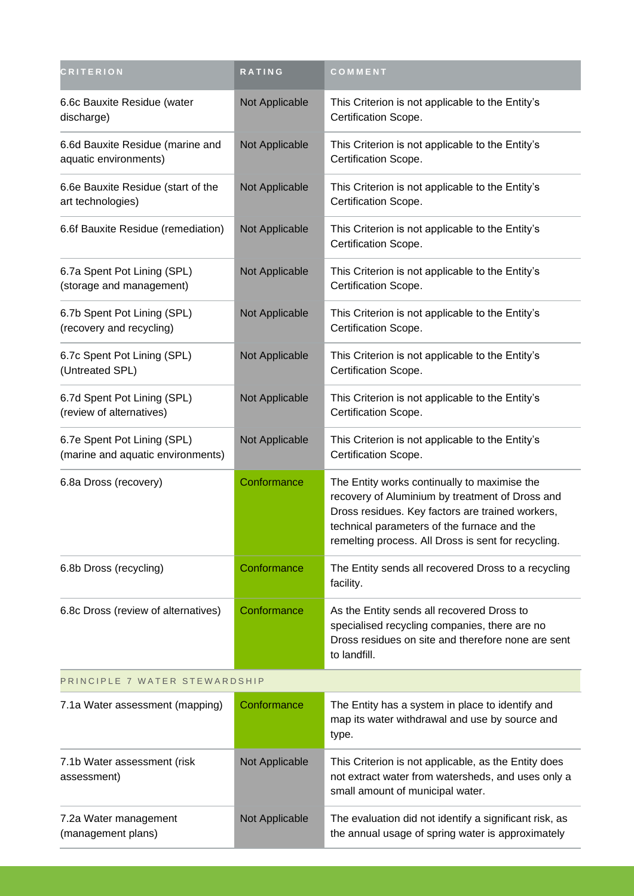| CRITERION | RATING | COMMENT |
| --- | --- | --- |
| 6.6c Bauxite Residue (water discharge) | Not Applicable | This Criterion is not applicable to the Entity's Certification Scope. |
| 6.6d Bauxite Residue (marine and aquatic environments) | Not Applicable | This Criterion is not applicable to the Entity's Certification Scope. |
| 6.6e Bauxite Residue (start of the art technologies) | Not Applicable | This Criterion is not applicable to the Entity's Certification Scope. |
| 6.6f Bauxite Residue (remediation) | Not Applicable | This Criterion is not applicable to the Entity's Certification Scope. |
| 6.7a Spent Pot Lining (SPL) (storage and management) | Not Applicable | This Criterion is not applicable to the Entity's Certification Scope. |
| 6.7b Spent Pot Lining (SPL) (recovery and recycling) | Not Applicable | This Criterion is not applicable to the Entity's Certification Scope. |
| 6.7c Spent Pot Lining (SPL) (Untreated SPL) | Not Applicable | This Criterion is not applicable to the Entity's Certification Scope. |
| 6.7d Spent Pot Lining (SPL) (review of alternatives) | Not Applicable | This Criterion is not applicable to the Entity's Certification Scope. |
| 6.7e Spent Pot Lining (SPL) (marine and aquatic environments) | Not Applicable | This Criterion is not applicable to the Entity's Certification Scope. |
| 6.8a Dross (recovery) | Conformance | The Entity works continually to maximise the recovery of Aluminium by treatment of Dross and Dross residues. Key factors are trained workers, technical parameters of the furnace and the remelting process. All Dross is sent for recycling. |
| 6.8b Dross (recycling) | Conformance | The Entity sends all recovered Dross to a recycling facility. |
| 6.8c Dross (review of alternatives) | Conformance | As the Entity sends all recovered Dross to specialised recycling companies, there are no Dross residues on site and therefore none are sent to landfill. |
| PRINCIPLE 7 WATER STEWARDSHIP | | |
| 7.1a Water assessment (mapping) | Conformance | The Entity has a system in place to identify and map its water withdrawal and use by source and type. |
| 7.1b Water assessment (risk assessment) | Not Applicable | This Criterion is not applicable, as the Entity does not extract water from watersheds, and uses only a small amount of municipal water. |
| 7.2a Water management (management plans) | Not Applicable | The evaluation did not identify a significant risk, as the annual usage of spring water is approximately |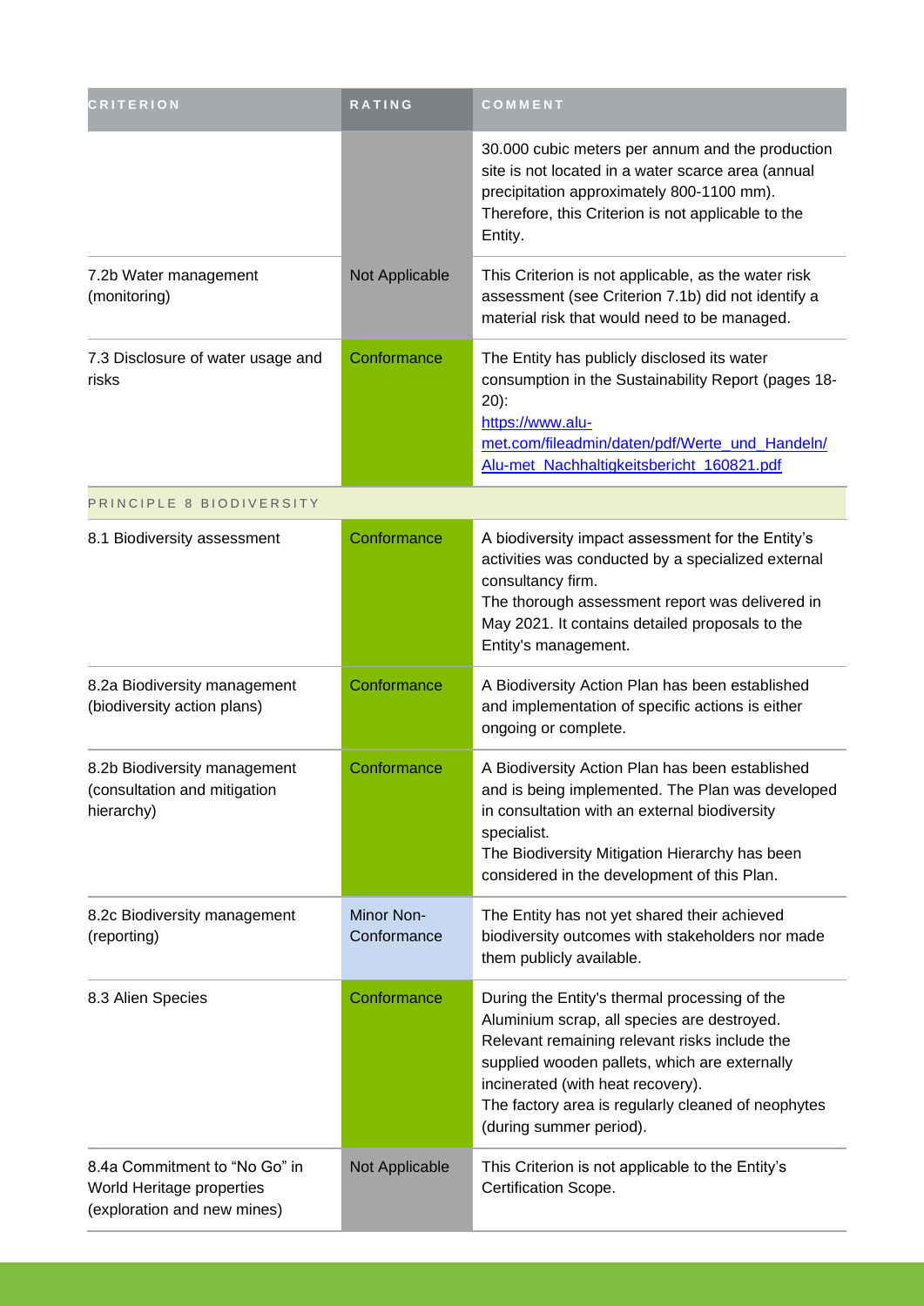| CRITERION | RATING | COMMENT |
|---|---|---|
| | | 30.000 cubic meters per annum and the production site is not located in a water scarce area (annual precipitation approximately 800-1100 mm). Therefore, this Criterion is not applicable to the Entity. |
| 7.2b Water management (monitoring) | Not Applicable | This Criterion is not applicable, as the water risk assessment (see Criterion 7.1b) did not identify a material risk that would need to be managed. |
| 7.3 Disclosure of water usage and risks | Conformance | The Entity has publicly disclosed its water consumption in the Sustainability Report (pages 18-20): https://www.alu-met.com/fileadmin/daten/pdf/Werte_und_Handeln/Alu-met_Nachhaltigkeitsbericht_160821.pdf |
| PRINCIPLE 8 BIODIVERSITY | | |
| 8.1 Biodiversity assessment | Conformance | A biodiversity impact assessment for the Entity's activities was conducted by a specialized external consultancy firm. The thorough assessment report was delivered in May 2021. It contains detailed proposals to the Entity's management. |
| 8.2a Biodiversity management (biodiversity action plans) | Conformance | A Biodiversity Action Plan has been established and implementation of specific actions is either ongoing or complete. |
| 8.2b Biodiversity management (consultation and mitigation hierarchy) | Conformance | A Biodiversity Action Plan has been established and is being implemented. The Plan was developed in consultation with an external biodiversity specialist. The Biodiversity Mitigation Hierarchy has been considered in the development of this Plan. |
| 8.2c Biodiversity management (reporting) | Minor Non-Conformance | The Entity has not yet shared their achieved biodiversity outcomes with stakeholders nor made them publicly available. |
| 8.3 Alien Species | Conformance | During the Entity's thermal processing of the Aluminium scrap, all species are destroyed. Relevant remaining relevant risks include the supplied wooden pallets, which are externally incinerated (with heat recovery). The factory area is regularly cleaned of neophytes (during summer period). |
| 8.4a Commitment to "No Go" in World Heritage properties (exploration and new mines) | Not Applicable | This Criterion is not applicable to the Entity's Certification Scope. |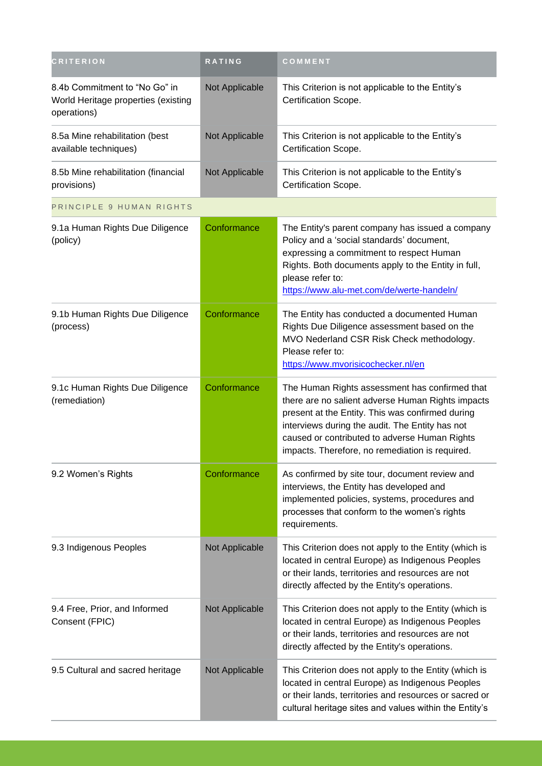| CRITERION | RATING | COMMENT |
| --- | --- | --- |
| 8.4b Commitment to “No Go” in World Heritage properties (existing operations) | Not Applicable | This Criterion is not applicable to the Entity’s Certification Scope. |
| 8.5a Mine rehabilitation (best available techniques) | Not Applicable | This Criterion is not applicable to the Entity’s Certification Scope. |
| 8.5b Mine rehabilitation (financial provisions) | Not Applicable | This Criterion is not applicable to the Entity’s Certification Scope. |
| PRINCIPLE 9 HUMAN RIGHTS | | |
| 9.1a Human Rights Due Diligence (policy) | Conformance | The Entity's parent company has issued a company Policy and a ‘social standards’ document, expressing a commitment to respect Human Rights. Both documents apply to the Entity in full, please refer to: https://www.alu-met.com/de/werte-handeln/ |
| 9.1b Human Rights Due Diligence (process) | Conformance | The Entity has conducted a documented Human Rights Due Diligence assessment based on the MVO Nederland CSR Risk Check methodology. Please refer to: https://www.mvorisicochecker.nl/en |
| 9.1c Human Rights Due Diligence (remediation) | Conformance | The Human Rights assessment has confirmed that there are no salient adverse Human Rights impacts present at the Entity. This was confirmed during interviews during the audit. The Entity has not caused or contributed to adverse Human Rights impacts. Therefore, no remediation is required. |
| 9.2 Women’s Rights | Conformance | As confirmed by site tour, document review and interviews, the Entity has developed and implemented policies, systems, procedures and processes that conform to the women’s rights requirements. |
| 9.3 Indigenous Peoples | Not Applicable | This Criterion does not apply to the Entity (which is located in central Europe) as Indigenous Peoples or their lands, territories and resources are not directly affected by the Entity's operations. |
| 9.4 Free, Prior, and Informed Consent (FPIC) | Not Applicable | This Criterion does not apply to the Entity (which is located in central Europe) as Indigenous Peoples or their lands, territories and resources are not directly affected by the Entity's operations. |
| 9.5 Cultural and sacred heritage | Not Applicable | This Criterion does not apply to the Entity (which is located in central Europe) as Indigenous Peoples or their lands, territories and resources or sacred or cultural heritage sites and values within the Entity’s |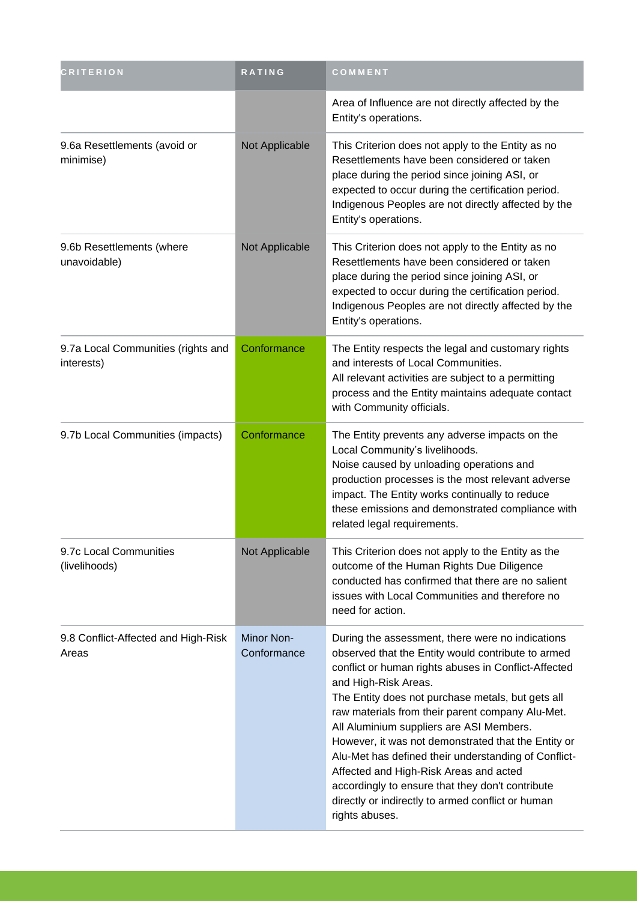| CRITERION | RATING | COMMENT |
|---|---|---|
| | | Area of Influence are not directly affected by the Entity's operations. |
| 9.6a Resettlements (avoid or minimise) | Not Applicable | This Criterion does not apply to the Entity as no Resettlements have been considered or taken place during the period since joining ASI, or expected to occur during the certification period. Indigenous Peoples are not directly affected by the Entity's operations. |
| 9.6b Resettlements (where unavoidable) | Not Applicable | This Criterion does not apply to the Entity as no Resettlements have been considered or taken place during the period since joining ASI, or expected to occur during the certification period. Indigenous Peoples are not directly affected by the Entity's operations. |
| 9.7a Local Communities (rights and interests) | Conformance | The Entity respects the legal and customary rights and interests of Local Communities.<br>All relevant activities are subject to a permitting process and the Entity maintains adequate contact with Community officials. |
| 9.7b Local Communities (impacts) | Conformance | The Entity prevents any adverse impacts on the Local Community's livelihoods.<br>Noise caused by unloading operations and production processes is the most relevant adverse impact. The Entity works continually to reduce these emissions and demonstrated compliance with related legal requirements. |
| 9.7c Local Communities (livelihoods) | Not Applicable | This Criterion does not apply to the Entity as the outcome of the Human Rights Due Diligence conducted has confirmed that there are no salient issues with Local Communities and therefore no need for action. |
| 9.8 Conflict-Affected and High-Risk Areas | Minor Non-Conformance | During the assessment, there were no indications observed that the Entity would contribute to armed conflict or human rights abuses in Conflict-Affected and High-Risk Areas.<br>The Entity does not purchase metals, but gets all raw materials from their parent company Alu-Met. All Aluminium suppliers are ASI Members.<br>However, it was not demonstrated that the Entity or Alu-Met has defined their understanding of Conflict-Affected and High-Risk Areas and acted accordingly to ensure that they don't contribute directly or indirectly to armed conflict or human rights abuses. |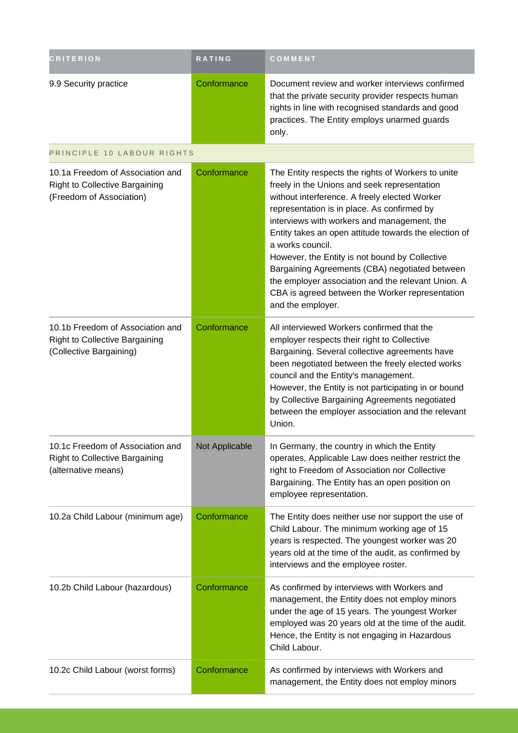| CRITERION | RATING | COMMENT |
| --- | --- | --- |
| 9.9 Security practice | Conformance | Document review and worker interviews confirmed that the private security provider respects human rights in line with recognised standards and good practices. The Entity employs unarmed guards only. |
| PRINCIPLE 10 LABOUR RIGHTS | | |
| 10.1a Freedom of Association and Right to Collective Bargaining (Freedom of Association) | Conformance | The Entity respects the rights of Workers to unite freely in the Unions and seek representation without interference. A freely elected Worker representation is in place. As confirmed by interviews with workers and management, the Entity takes an open attitude towards the election of a works council.<br>However, the Entity is not bound by Collective Bargaining Agreements (CBA) negotiated between the employer association and the relevant Union. A CBA is agreed between the Worker representation and the employer. |
| 10.1b Freedom of Association and Right to Collective Bargaining (Collective Bargaining) | Conformance | All interviewed Workers confirmed that the employer respects their right to Collective Bargaining. Several collective agreements have been negotiated between the freely elected works council and the Entity's management.<br>However, the Entity is not participating in or bound by Collective Bargaining Agreements negotiated between the employer association and the relevant Union. |
| 10.1c Freedom of Association and Right to Collective Bargaining (alternative means) | Not Applicable | In Germany, the country in which the Entity operates, Applicable Law does neither restrict the right to Freedom of Association nor Collective Bargaining. The Entity has an open position on employee representation. |
| 10.2a Child Labour (minimum age) | Conformance | The Entity does neither use nor support the use of Child Labour. The minimum working age of 15 years is respected. The youngest worker was 20 years old at the time of the audit, as confirmed by interviews and the employee roster. |
| 10.2b Child Labour (hazardous) | Conformance | As confirmed by interviews with Workers and management, the Entity does not employ minors under the age of 15 years. The youngest Worker employed was 20 years old at the time of the audit. Hence, the Entity is not engaging in Hazardous Child Labour. |
| 10.2c Child Labour (worst forms) | Conformance | As confirmed by interviews with Workers and management, the Entity does not employ minors |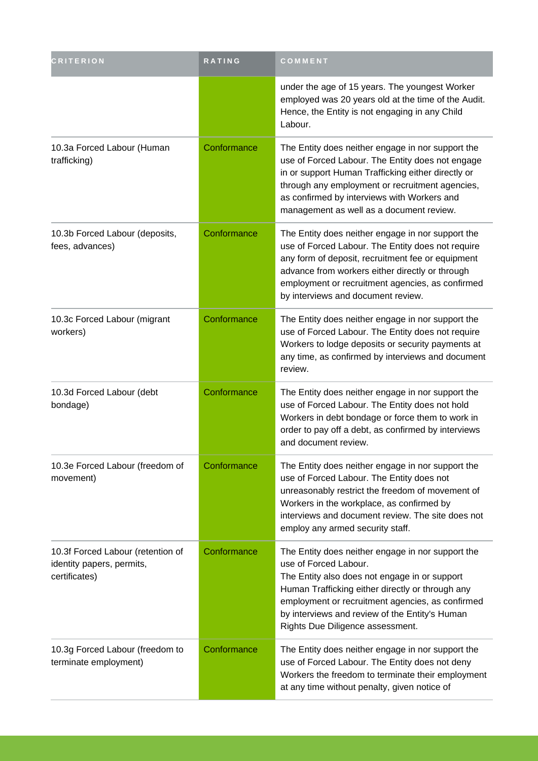| CRITERION | RATING | COMMENT |
| --- | --- | --- |
| | | under the age of 15 years. The youngest Worker employed was 20 years old at the time of the Audit. Hence, the Entity is not engaging in any Child Labour. |
| 10.3a Forced Labour (Human trafficking) | Conformance | The Entity does neither engage in nor support the use of Forced Labour. The Entity does not engage in or support Human Trafficking either directly or through any employment or recruitment agencies, as confirmed by interviews with Workers and management as well as a document review. |
| 10.3b Forced Labour (deposits, fees, advances) | Conformance | The Entity does neither engage in nor support the use of Forced Labour. The Entity does not require any form of deposit, recruitment fee or equipment advance from workers either directly or through employment or recruitment agencies, as confirmed by interviews and document review. |
| 10.3c Forced Labour (migrant workers) | Conformance | The Entity does neither engage in nor support the use of Forced Labour. The Entity does not require Workers to lodge deposits or security payments at any time, as confirmed by interviews and document review. |
| 10.3d Forced Labour (debt bondage) | Conformance | The Entity does neither engage in nor support the use of Forced Labour. The Entity does not hold Workers in debt bondage or force them to work in order to pay off a debt, as confirmed by interviews and document review. |
| 10.3e Forced Labour (freedom of movement) | Conformance | The Entity does neither engage in nor support the use of Forced Labour. The Entity does not unreasonably restrict the freedom of movement of Workers in the workplace, as confirmed by interviews and document review. The site does not employ any armed security staff. |
| 10.3f Forced Labour (retention of identity papers, permits, certificates) | Conformance | The Entity does neither engage in nor support the use of Forced Labour.<br>The Entity also does not engage in or support Human Trafficking either directly or through any employment or recruitment agencies, as confirmed by interviews and review of the Entity's Human Rights Due Diligence assessment. |
| 10.3g Forced Labour (freedom to terminate employment) | Conformance | The Entity does neither engage in nor support the use of Forced Labour. The Entity does not deny Workers the freedom to terminate their employment at any time without penalty, given notice of |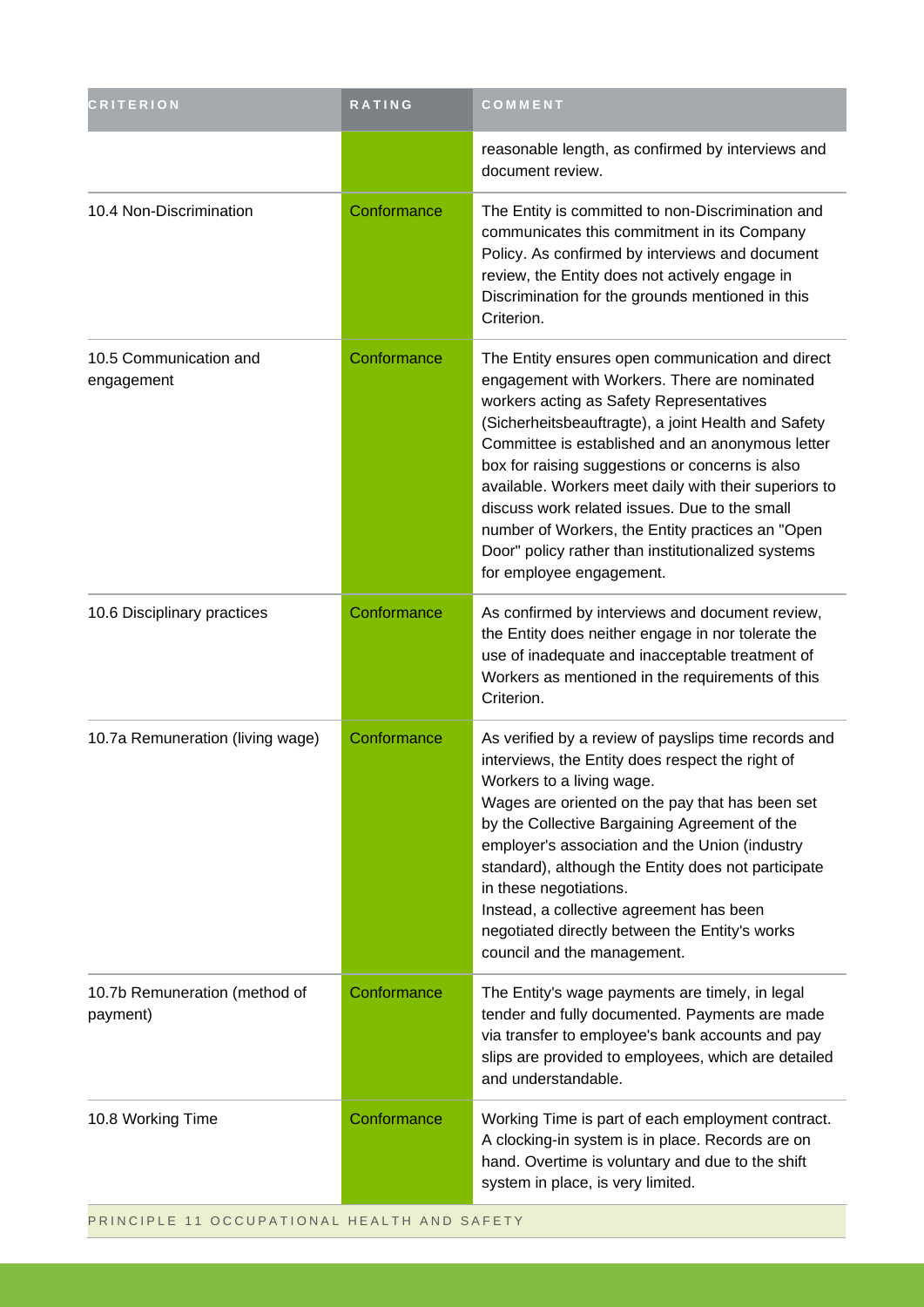| CRITERION | RATING | COMMENT |
|---|---|---|
| | | reasonable length, as confirmed by interviews and document review. |
| 10.4 Non-Discrimination | Conformance | The Entity is committed to non-Discrimination and communicates this commitment in its Company Policy. As confirmed by interviews and document review, the Entity does not actively engage in Discrimination for the grounds mentioned in this Criterion. |
| 10.5 Communication and engagement | Conformance | The Entity ensures open communication and direct engagement with Workers. There are nominated workers acting as Safety Representatives (Sicherheitsbeauftragte), a joint Health and Safety Committee is established and an anonymous letter box for raising suggestions or concerns is also available. Workers meet daily with their superiors to discuss work related issues. Due to the small number of Workers, the Entity practices an "Open Door" policy rather than institutionalized systems for employee engagement. |
| 10.6 Disciplinary practices | Conformance | As confirmed by interviews and document review, the Entity does neither engage in nor tolerate the use of inadequate and inacceptable treatment of Workers as mentioned in the requirements of this Criterion. |
| 10.7a Remuneration (living wage) | Conformance | As verified by a review of payslips time records and interviews, the Entity does respect the right of Workers to a living wage.<br>Wages are oriented on the pay that has been set by the Collective Bargaining Agreement of the employer's association and the Union (industry standard), although the Entity does not participate in these negotiations.<br>Instead, a collective agreement has been negotiated directly between the Entity's works council and the management. |
| 10.7b Remuneration (method of payment) | Conformance | The Entity's wage payments are timely, in legal tender and fully documented. Payments are made via transfer to employee's bank accounts and pay slips are provided to employees, which are detailed and understandable. |
| 10.8 Working Time | Conformance | Working Time is part of each employment contract. A clocking-in system is in place. Records are on hand. Overtime is voluntary and due to the shift system in place, is very limited. |

PRINCIPLE 11 OCCUPATIONAL HEALTH AND SAFETY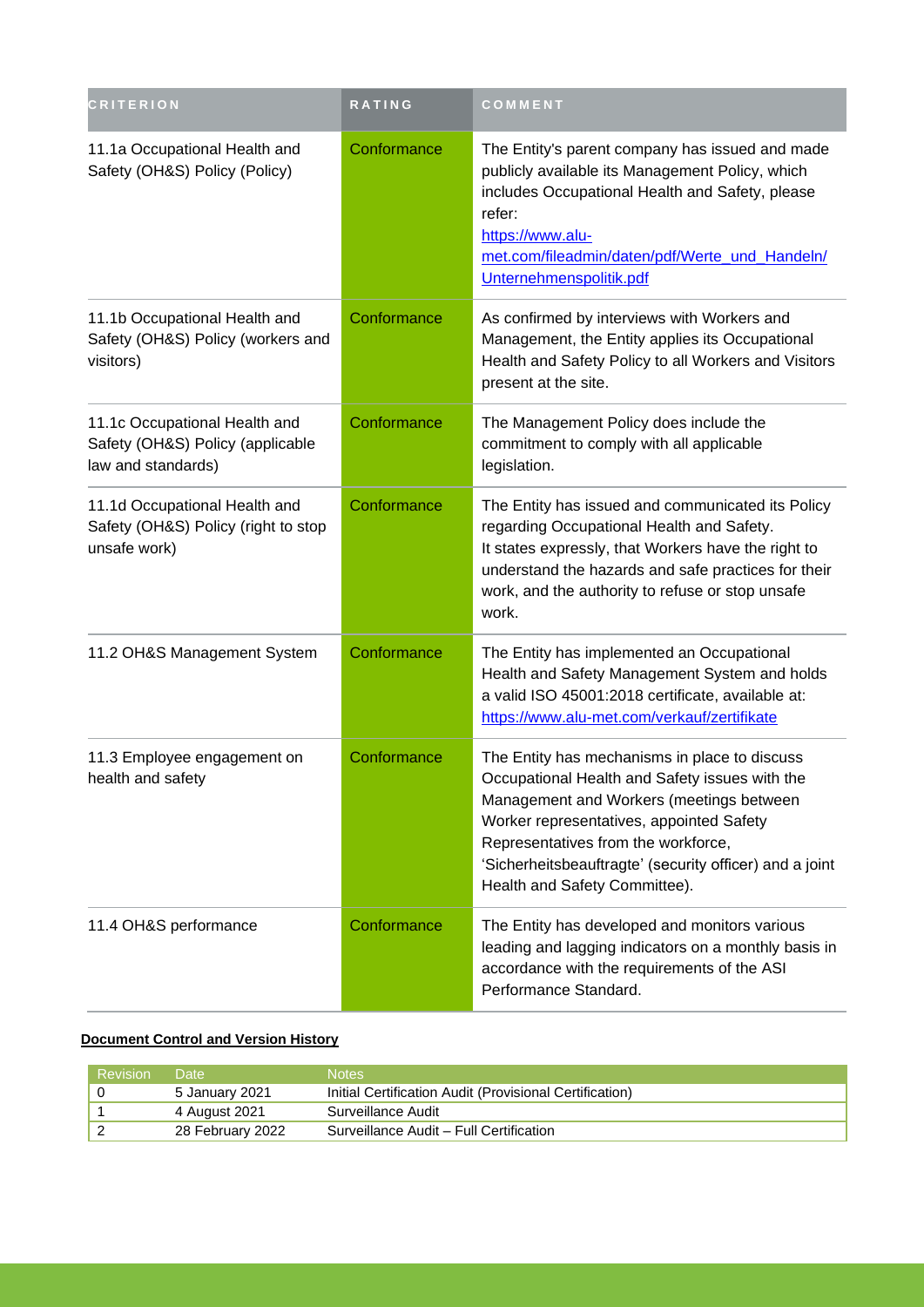| CRITERION | RATING | COMMENT |
| --- | --- | --- |
| 11.1a Occupational Health and Safety (OH&S) Policy (Policy) | Conformance | The Entity's parent company has issued and made publicly available its Management Policy, which includes Occupational Health and Safety, please refer: https://www.alu-met.com/fileadmin/daten/pdf/Werte_und_Handeln/Unternehmenspolitik.pdf |
| 11.1b Occupational Health and Safety (OH&S) Policy (workers and visitors) | Conformance | As confirmed by interviews with Workers and Management, the Entity applies its Occupational Health and Safety Policy to all Workers and Visitors present at the site. |
| 11.1c Occupational Health and Safety (OH&S) Policy (applicable law and standards) | Conformance | The Management Policy does include the commitment to comply with all applicable legislation. |
| 11.1d Occupational Health and Safety (OH&S) Policy (right to stop unsafe work) | Conformance | The Entity has issued and communicated its Policy regarding Occupational Health and Safety. It states expressly, that Workers have the right to understand the hazards and safe practices for their work, and the authority to refuse or stop unsafe work. |
| 11.2 OH&S Management System | Conformance | The Entity has implemented an Occupational Health and Safety Management System and holds a valid ISO 45001:2018 certificate, available at: https://www.alu-met.com/verkauf/zertifikate |
| 11.3 Employee engagement on health and safety | Conformance | The Entity has mechanisms in place to discuss Occupational Health and Safety issues with the Management and Workers (meetings between Worker representatives, appointed Safety Representatives from the workforce, 'Sicherheitsbeauftragte' (security officer) and a joint Health and Safety Committee). |
| 11.4 OH&S performance | Conformance | The Entity has developed and monitors various leading and lagging indicators on a monthly basis in accordance with the requirements of the ASI Performance Standard. |

**Document Control and Version History**

| Revision | Date | Notes |
| --- | --- | --- |
| 0 | 5 January 2021 | Initial Certification Audit (Provisional Certification) |
| 1 | 4 August 2021 | Surveillance Audit |
| 2 | 28 February 2022 | Surveillance Audit – Full Certification |